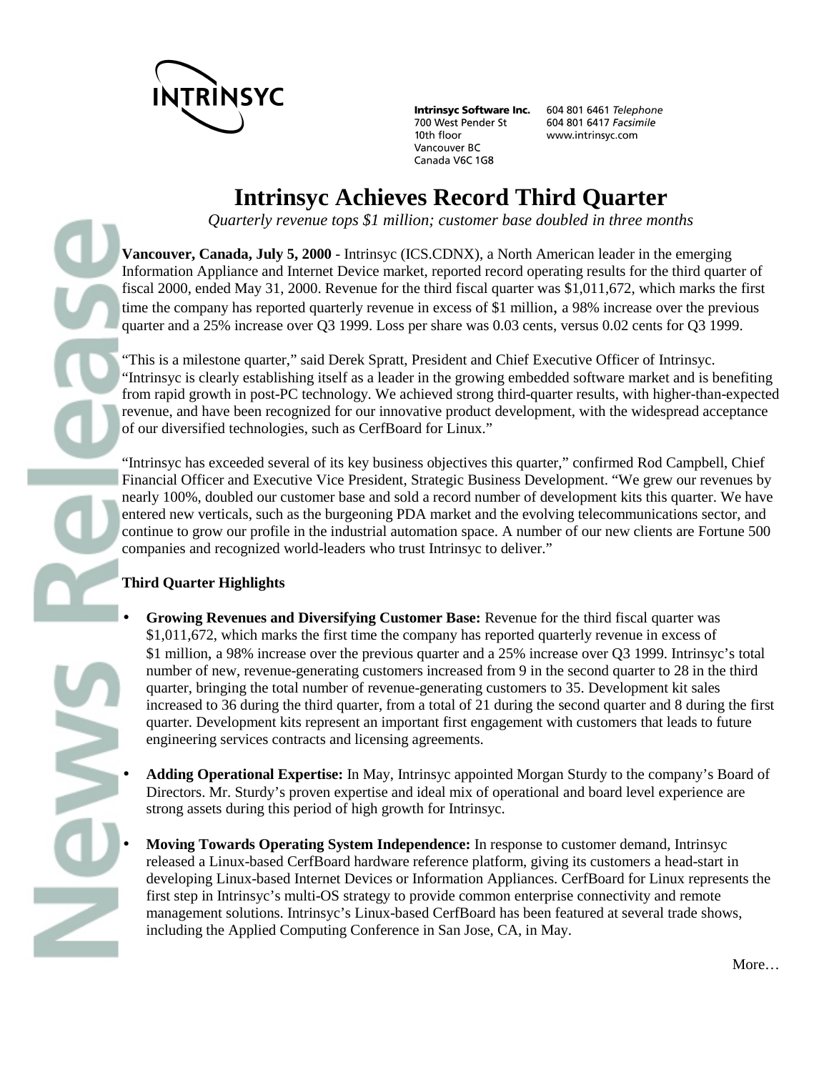INTRINSYC

**Intrinsyc Software Inc.**
700 West Pender St
10th floor
Vancouver BC
Canada V6C 1G8

604 801 6461 *Telephone*
604 801 6417 *Facsimile*
www.intrinsyc.com

# Intrinsyc Achieves Record Third Quarter

*Quarterly revenue tops $1 million; customer base doubled in three months*

**Vancouver, Canada, July 5, 2000** - Intrinsyc (ICS.CDNX), a North American leader in the emerging Information Appliance and Internet Device market, reported record operating results for the third quarter of fiscal 2000, ended May 31, 2000. Revenue for the third fiscal quarter was $1,011,672, which marks the first time the company has reported quarterly revenue in excess of $1 million, a 98% increase over the previous quarter and a 25% increase over Q3 1999. Loss per share was 0.03 cents, versus 0.02 cents for Q3 1999.

"This is a milestone quarter," said Derek Spratt, President and Chief Executive Officer of Intrinsyc. "Intrinsyc is clearly establishing itself as a leader in the growing embedded software market and is benefiting from rapid growth in post-PC technology. We achieved strong third-quarter results, with higher-than-expected revenue, and have been recognized for our innovative product development, with the widespread acceptance of our diversified technologies, such as CerfBoard for Linux."

"Intrinsyc has exceeded several of its key business objectives this quarter," confirmed Rod Campbell, Chief Financial Officer and Executive Vice President, Strategic Business Development. "We grew our revenues by nearly 100%, doubled our customer base and sold a record number of development kits this quarter. We have entered new verticals, such as the burgeoning PDA market and the evolving telecommunications sector, and continue to grow our profile in the industrial automation space. A number of our new clients are Fortune 500 companies and recognized world-leaders who trust Intrinsyc to deliver."

**Third Quarter Highlights**

- **Growing Revenues and Diversifying Customer Base:** Revenue for the third fiscal quarter was $1,011,672, which marks the first time the company has reported quarterly revenue in excess of $1 million, a 98% increase over the previous quarter and a 25% increase over Q3 1999. Intrinsyc's total number of new, revenue-generating customers increased from 9 in the second quarter to 28 in the third quarter, bringing the total number of revenue-generating customers to 35. Development kit sales increased to 36 during the third quarter, from a total of 21 during the second quarter and 8 during the first quarter. Development kits represent an important first engagement with customers that leads to future engineering services contracts and licensing agreements.

- **Adding Operational Expertise:** In May, Intrinsyc appointed Morgan Sturdy to the company's Board of Directors. Mr. Sturdy's proven expertise and ideal mix of operational and board level experience are strong assets during this period of high growth for Intrinsyc.

- **Moving Towards Operating System Independence:** In response to customer demand, Intrinsyc released a Linux-based CerfBoard hardware reference platform, giving its customers a head-start in developing Linux-based Internet Devices or Information Appliances. CerfBoard for Linux represents the first step in Intrinsyc's multi-OS strategy to provide common enterprise connectivity and remote management solutions. Intrinsyc's Linux-based CerfBoard has been featured at several trade shows, including the Applied Computing Conference in San Jose, CA, in May.

More…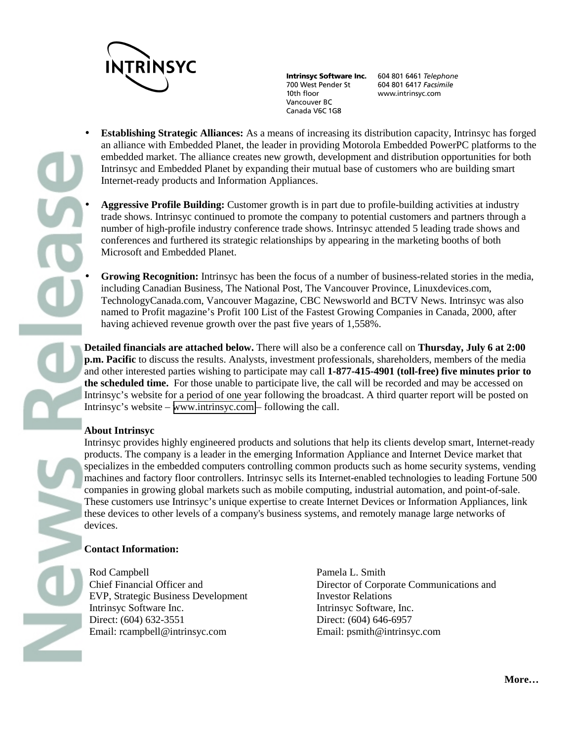- **Establishing Strategic Alliances:** As a means of increasing its distribution capacity, Intrinsyc has forged an alliance with Embedded Planet, the leader in providing Motorola Embedded PowerPC platforms to the embedded market. The alliance creates new growth, development and distribution opportunities for both Intrinsyc and Embedded Planet by expanding their mutual base of customers who are building smart Internet-ready products and Information Appliances.

- **Aggressive Profile Building:** Customer growth is in part due to profile-building activities at industry trade shows. Intrinsyc continued to promote the company to potential customers and partners through a number of high-profile industry conference trade shows. Intrinsyc attended 5 leading trade shows and conferences and furthered its strategic relationships by appearing in the marketing booths of both Microsoft and Embedded Planet.

- **Growing Recognition:** Intrinsyc has been the focus of a number of business-related stories in the media, including Canadian Business, The National Post, The Vancouver Province, Linuxdevices.com, TechnologyCanada.com, Vancouver Magazine, CBC Newsworld and BCTV News. Intrinsyc was also named to Profit magazine's Profit 100 List of the Fastest Growing Companies in Canada, 2000, after having achieved revenue growth over the past five years of 1,558%.

**Detailed financials are attached below.** There will also be a conference call on **Thursday, July 6 at 2:00 p.m. Pacific** to discuss the results. Analysts, investment professionals, shareholders, members of the media and other interested parties wishing to participate may call **1-877-415-4901 (toll-free) five minutes prior to the scheduled time.** For those unable to participate live, the call will be recorded and may be accessed on Intrinsyc's website for a period of one year following the broadcast. A third quarter report will be posted on Intrinsyc's website – www.intrinsyc.com – following the call.

**About Intrinsyc**

Intrinsyc provides highly engineered products and solutions that help its clients develop smart, Internet-ready products. The company is a leader in the emerging Information Appliance and Internet Device market that specializes in the embedded computers controlling common products such as home security systems, vending machines and factory floor controllers. Intrinsyc sells its Internet-enabled technologies to leading Fortune 500 companies in growing global markets such as mobile computing, industrial automation, and point-of-sale. These customers use Intrinsyc's unique expertise to create Internet Devices or Information Appliances, link these devices to other levels of a company's business systems, and remotely manage large networks of devices.

**Contact Information:**

Rod Campbell
Chief Financial Officer and
EVP, Strategic Business Development
Intrinsyc Software Inc.
Direct: (604) 632-3551
Email: rcampbell@intrinsyc.com

Pamela L. Smith
Director of Corporate Communications and
Investor Relations
Intrinsyc Software, Inc.
Direct: (604) 646-6957
Email: psmith@intrinsyc.com

**More…**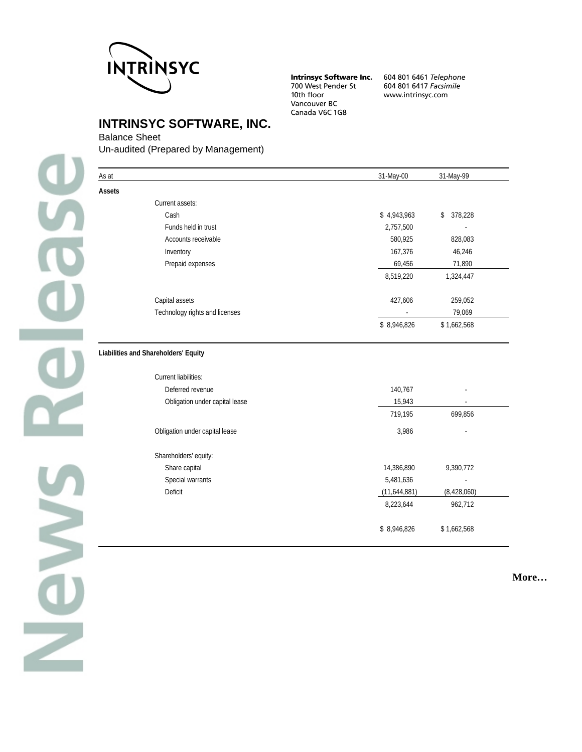Intrinsyc Software Inc.
700 West Pender St
10th floor
Vancouver BC
Canada V6C 1G8

604 801 6461 *Telephone*
604 801 6417 *Facsimile*
www.intrinsyc.com

# INTRINSYC SOFTWARE, INC.

Balance Sheet
Un-audited (Prepared by Management)

| As at | 31-May-00 | 31-May-99 |
|---|---|---|
| **Assets** | | |
| Current assets: | | |
| Cash | $ 4,943,963 | $ 378,228 |
| Funds held in trust | 2,757,500 | - |
| Accounts receivable | 580,925 | 828,083 |
| Inventory | 167,376 | 46,246 |
| Prepaid expenses | 69,456 | 71,890 |
| | 8,519,220 | 1,324,447 |
| Capital assets | 427,606 | 259,052 |
| Technology rights and licenses | - | 79,069 |
| | $ 8,946,826 | $ 1,662,568 |
| **Liabilities and Shareholders' Equity** | | |
| Current liabilities: | | |
| Deferred revenue | 140,767 | - |
| Obligation under capital lease | 15,943 | - |
| | 719,195 | 699,856 |
| Obligation under capital lease | 3,986 | - |
| Shareholders' equity: | | |
| Share capital | 14,386,890 | 9,390,772 |
| Special warrants | 5,481,636 | - |
| Deficit | (11,644,881) | (8,428,060) |
| | 8,223,644 | 962,712 |
| | $ 8,946,826 | $ 1,662,568 |

**More…**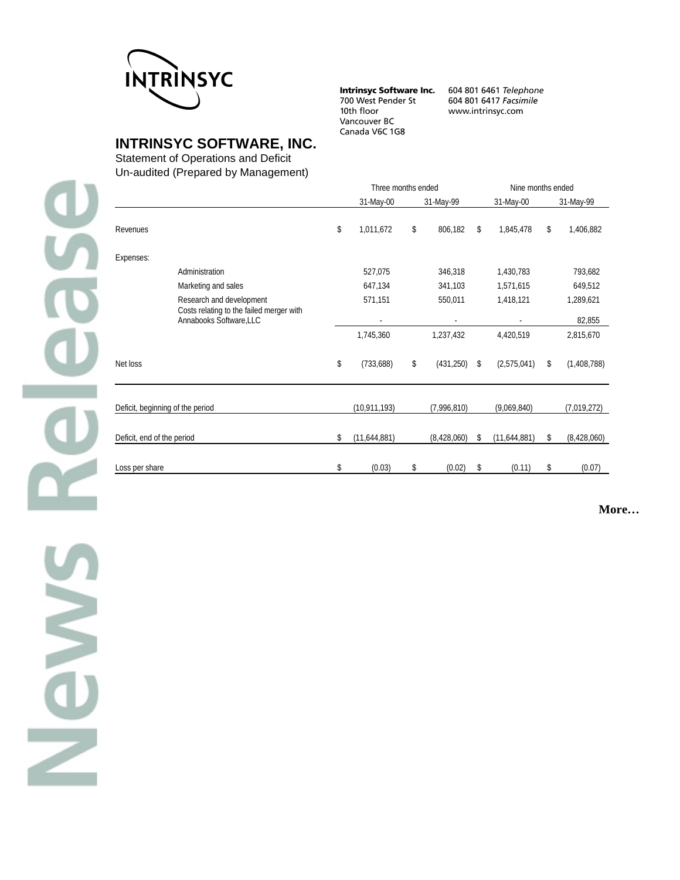Intrinsyc Software Inc.
700 West Pender St
10th floor
Vancouver BC
Canada V6C 1G8

604 801 6461 *Telephone*
604 801 6417 *Facsimile*
www.intrinsyc.com

## INTRINSYC SOFTWARE, INC.

Statement of Operations and Deficit
Un-audited (Prepared by Management)

| | Three months ended | | Nine months ended | |
|---|---|---|---|---|
| | 31-May-00 | 31-May-99 | 31-May-00 | 31-May-99 |
| Revenues | $ 1,011,672 | $ 806,182 | $ 1,845,478 | $ 1,406,882 |
| Expenses: | | | | |
| Administration | 527,075 | 346,318 | 1,430,783 | 793,682 |
| Marketing and sales | 647,134 | 341,103 | 1,571,615 | 649,512 |
| Research and development | 571,151 | 550,011 | 1,418,121 | 1,289,621 |
| Costs relating to the failed merger with Annabooks Software,LLC | - | - | - | 82,855 |
| | 1,745,360 | 1,237,432 | 4,420,519 | 2,815,670 |
| Net loss | $ (733,688) | $ (431,250) | $ (2,575,041) | $ (1,408,788) |
| Deficit, beginning of the period | (10,911,193) | (7,996,810) | (9,069,840) | (7,019,272) |
| Deficit, end of the period | $ (11,644,881) | (8,428,060) | $ (11,644,881) | $ (8,428,060) |
| Loss per share | $ (0.03) | $ (0.02) | $ (0.11) | $ (0.07) |

**More…**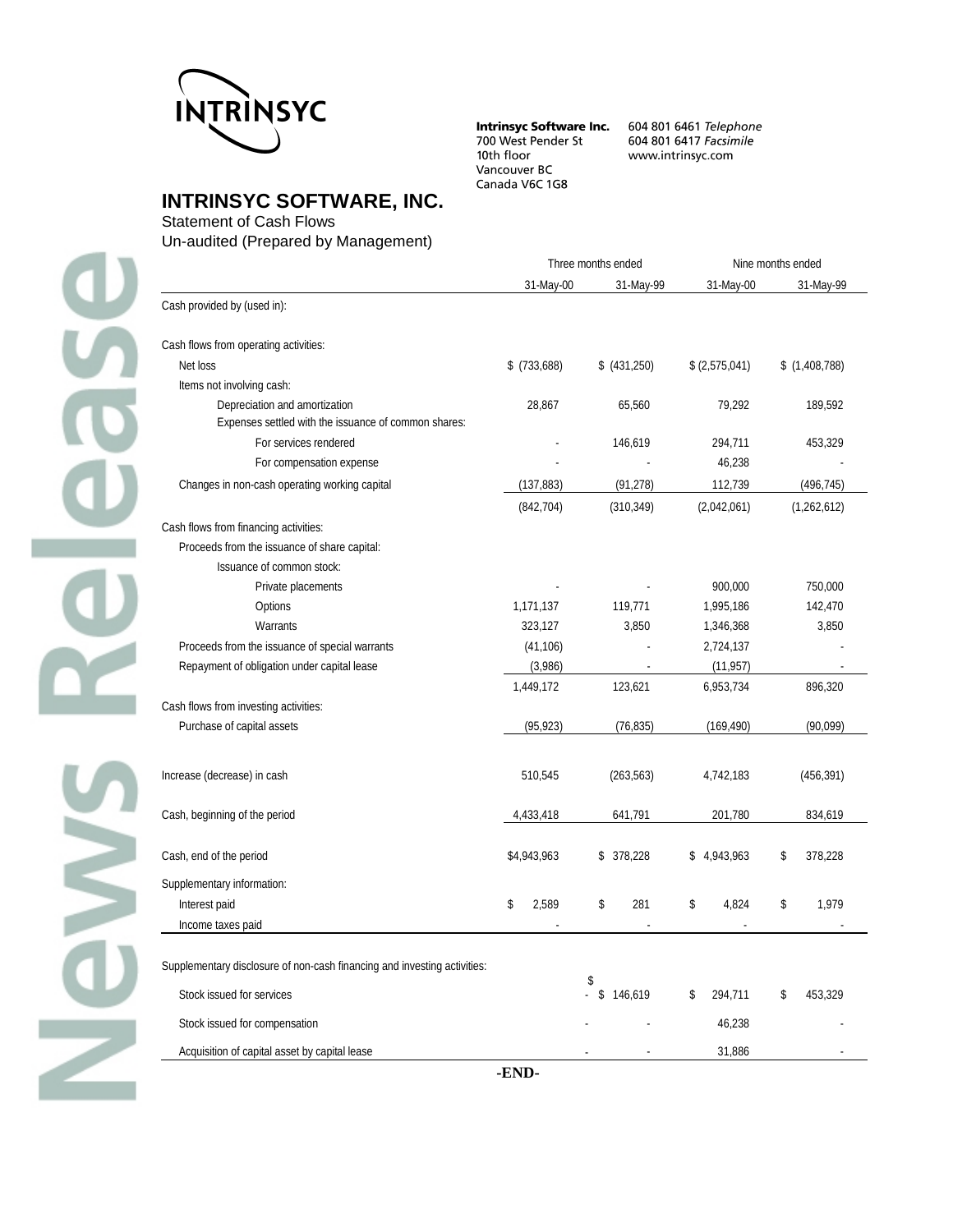INTRINSYC

**Intrinsyc Software Inc.**
700 West Pender St
10th floor
Vancouver BC
Canada V6C 1G8

604 801 6461 *Telephone*
604 801 6417 *Facsimile*
www.intrinsyc.com

# INTRINSYC SOFTWARE, INC.

Statement of Cash Flows
Un-audited (Prepared by Management)

| | Three months ended | | Nine months ended | |
|---|---|---|---|---|
| | 31-May-00 | 31-May-99 | 31-May-00 | 31-May-99 |
| Cash provided by (used in): | | | | |
| Cash flows from operating activities: | | | | |
| Net loss | $ (733,688) | $ (431,250) | $ (2,575,041) | $ (1,408,788) |
| Items not involving cash: | | | | |
| Depreciation and amortization | 28,867 | 65,560 | 79,292 | 189,592 |
| Expenses settled with the issuance of common shares: | | | | |
| For services rendered | - | 146,619 | 294,711 | 453,329 |
| For compensation expense | - | - | 46,238 | - |
| Changes in non-cash operating working capital | (137,883) | (91,278) | 112,739 | (496,745) |
| | (842,704) | (310,349) | (2,042,061) | (1,262,612) |
| Cash flows from financing activities: | | | | |
| Proceeds from the issuance of share capital: | | | | |
| Issuance of common stock: | | | | |
| Private placements | - | - | 900,000 | 750,000 |
| Options | 1,171,137 | 119,771 | 1,995,186 | 142,470 |
| Warrants | 323,127 | 3,850 | 1,346,368 | 3,850 |
| Proceeds from the issuance of special warrants | (41,106) | - | 2,724,137 | - |
| Repayment of obligation under capital lease | (3,986) | - | (11,957) | - |
| | 1,449,172 | 123,621 | 6,953,734 | 896,320 |
| Cash flows from investing activities: | | | | |
| Purchase of capital assets | (95,923) | (76,835) | (169,490) | (90,099) |
| Increase (decrease) in cash | 510,545 | (263,563) | 4,742,183 | (456,391) |
| Cash, beginning of the period | 4,433,418 | 641,791 | 201,780 | 834,619 |
| Cash, end of the period | $4,943,963 | $ 378,228 | $ 4,943,963 | $ 378,228 |
| Supplementary information: | | | | |
| Interest paid | $ 2,589 | $ 281 | $ 4,824 | $ 1,979 |
| Income taxes paid | - | - | - | - |
| Supplementary disclosure of non-cash financing and investing activities: | | | | |
| Stock issued for services | $ - | $ 146,619 | $ 294,711 | $ 453,329 |
| Stock issued for compensation | - | - | 46,238 | - |
| Acquisition of capital asset by capital lease | - | - | 31,886 | - |

**-END-**